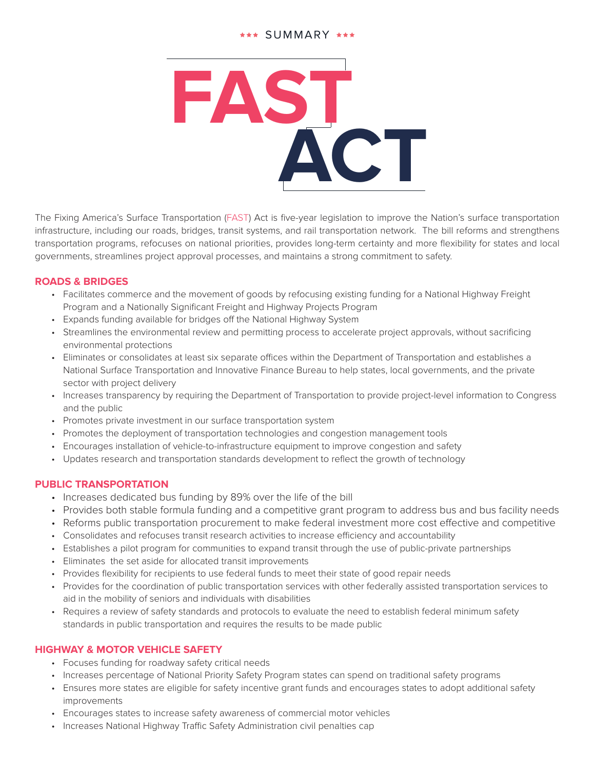★★★ SUMMARY ★★★

# FAST ACT

The Fixing America's Surface Transportation (FAST) Act is five-year legislation to improve the Nation's surface transportation infrastructure, including our roads, bridges, transit systems, and rail transportation network. The bill reforms and strengthens transportation programs, refocuses on national priorities, provides long-term certainty and more flexibility for states and local governments, streamlines project approval processes, and maintains a strong commitment to safety.

## ROADS & BRIDGES

- Facilitates commerce and the movement of goods by refocusing existing funding for a National Highway Freight Program and a Nationally Significant Freight and Highway Projects Program
- Expands funding available for bridges off the National Highway System
- Streamlines the environmental review and permitting process to accelerate project approvals, without sacrificing environmental protections
- Eliminates or consolidates at least six separate offices within the Department of Transportation and establishes a National Surface Transportation and Innovative Finance Bureau to help states, local governments, and the private sector with project delivery
- Increases transparency by requiring the Department of Transportation to provide project-level information to Congress and the public
- Promotes private investment in our surface transportation system
- Promotes the deployment of transportation technologies and congestion management tools
- Encourages installation of vehicle-to-infrastructure equipment to improve congestion and safety
- Updates research and transportation standards development to reflect the growth of technology

## PUBLIC TRANSPORTATION

- Increases dedicated bus funding by 89% over the life of the bill
- Provides both stable formula funding and a competitive grant program to address bus and bus facility needs
- Reforms public transportation procurement to make federal investment more cost effective and competitive
- Consolidates and refocuses transit research activities to increase efficiency and accountability
- Establishes a pilot program for communities to expand transit through the use of public-private partnerships
- Eliminates the set aside for allocated transit improvements
- Provides flexibility for recipients to use federal funds to meet their state of good repair needs
- Provides for the coordination of public transportation services with other federally assisted transportation services to aid in the mobility of seniors and individuals with disabilities
- Requires a review of safety standards and protocols to evaluate the need to establish federal minimum safety standards in public transportation and requires the results to be made public

## HIGHWAY & MOTOR VEHICLE SAFETY

- Focuses funding for roadway safety critical needs
- Increases percentage of National Priority Safety Program states can spend on traditional safety programs
- Ensures more states are eligible for safety incentive grant funds and encourages states to adopt additional safety improvements
- Encourages states to increase safety awareness of commercial motor vehicles
- Increases National Highway Traffic Safety Administration civil penalties cap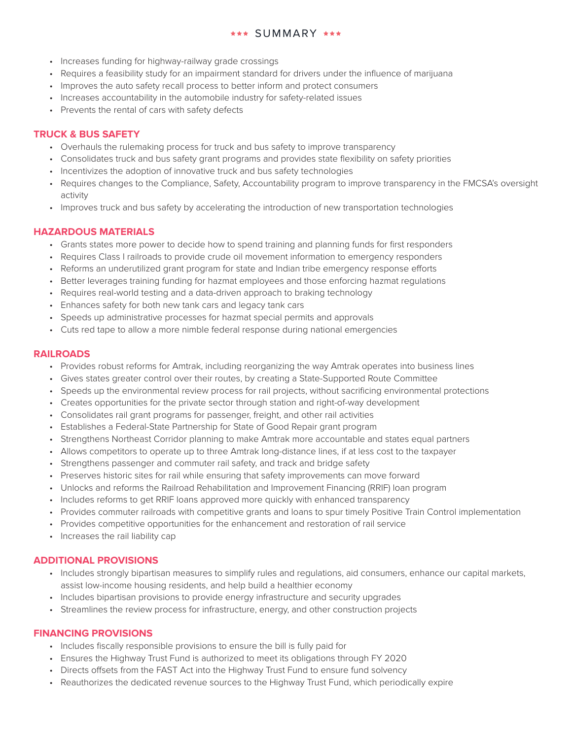## SUMMARY

- Increases funding for highway-railway grade crossings
- Requires a feasibility study for an impairment standard for drivers under the influence of marijuana
- Improves the auto safety recall process to better inform and protect consumers
- Increases accountability in the automobile industry for safety-related issues
- Prevents the rental of cars with safety defects

### TRUCK & BUS SAFETY

- Overhauls the rulemaking process for truck and bus safety to improve transparency
- Consolidates truck and bus safety grant programs and provides state flexibility on safety priorities
- Incentivizes the adoption of innovative truck and bus safety technologies
- Requires changes to the Compliance, Safety, Accountability program to improve transparency in the FMCSA's oversight activity
- Improves truck and bus safety by accelerating the introduction of new transportation technologies

### HAZARDOUS MATERIALS

- Grants states more power to decide how to spend training and planning funds for first responders
- Requires Class I railroads to provide crude oil movement information to emergency responders
- Reforms an underutilized grant program for state and Indian tribe emergency response efforts
- Better leverages training funding for hazmat employees and those enforcing hazmat regulations
- Requires real-world testing and a data-driven approach to braking technology
- Enhances safety for both new tank cars and legacy tank cars
- Speeds up administrative processes for hazmat special permits and approvals
- Cuts red tape to allow a more nimble federal response during national emergencies

### RAILROADS

- Provides robust reforms for Amtrak, including reorganizing the way Amtrak operates into business lines
- Gives states greater control over their routes, by creating a State-Supported Route Committee
- Speeds up the environmental review process for rail projects, without sacrificing environmental protections
- Creates opportunities for the private sector through station and right-of-way development
- Consolidates rail grant programs for passenger, freight, and other rail activities
- Establishes a Federal-State Partnership for State of Good Repair grant program
- Strengthens Northeast Corridor planning to make Amtrak more accountable and states equal partners
- Allows competitors to operate up to three Amtrak long-distance lines, if at less cost to the taxpayer
- Strengthens passenger and commuter rail safety, and track and bridge safety
- Preserves historic sites for rail while ensuring that safety improvements can move forward
- Unlocks and reforms the Railroad Rehabilitation and Improvement Financing (RRIF) loan program
- Includes reforms to get RRIF loans approved more quickly with enhanced transparency
- Provides commuter railroads with competitive grants and loans to spur timely Positive Train Control implementation
- Provides competitive opportunities for the enhancement and restoration of rail service
- Increases the rail liability cap

### ADDITIONAL PROVISIONS

- Includes strongly bipartisan measures to simplify rules and regulations, aid consumers, enhance our capital markets, assist low-income housing residents, and help build a healthier economy
- Includes bipartisan provisions to provide energy infrastructure and security upgrades
- Streamlines the review process for infrastructure, energy, and other construction projects

### FINANCING PROVISIONS

- Includes fiscally responsible provisions to ensure the bill is fully paid for
- Ensures the Highway Trust Fund is authorized to meet its obligations through FY 2020
- Directs offsets from the FAST Act into the Highway Trust Fund to ensure fund solvency
- Reauthorizes the dedicated revenue sources to the Highway Trust Fund, which periodically expire